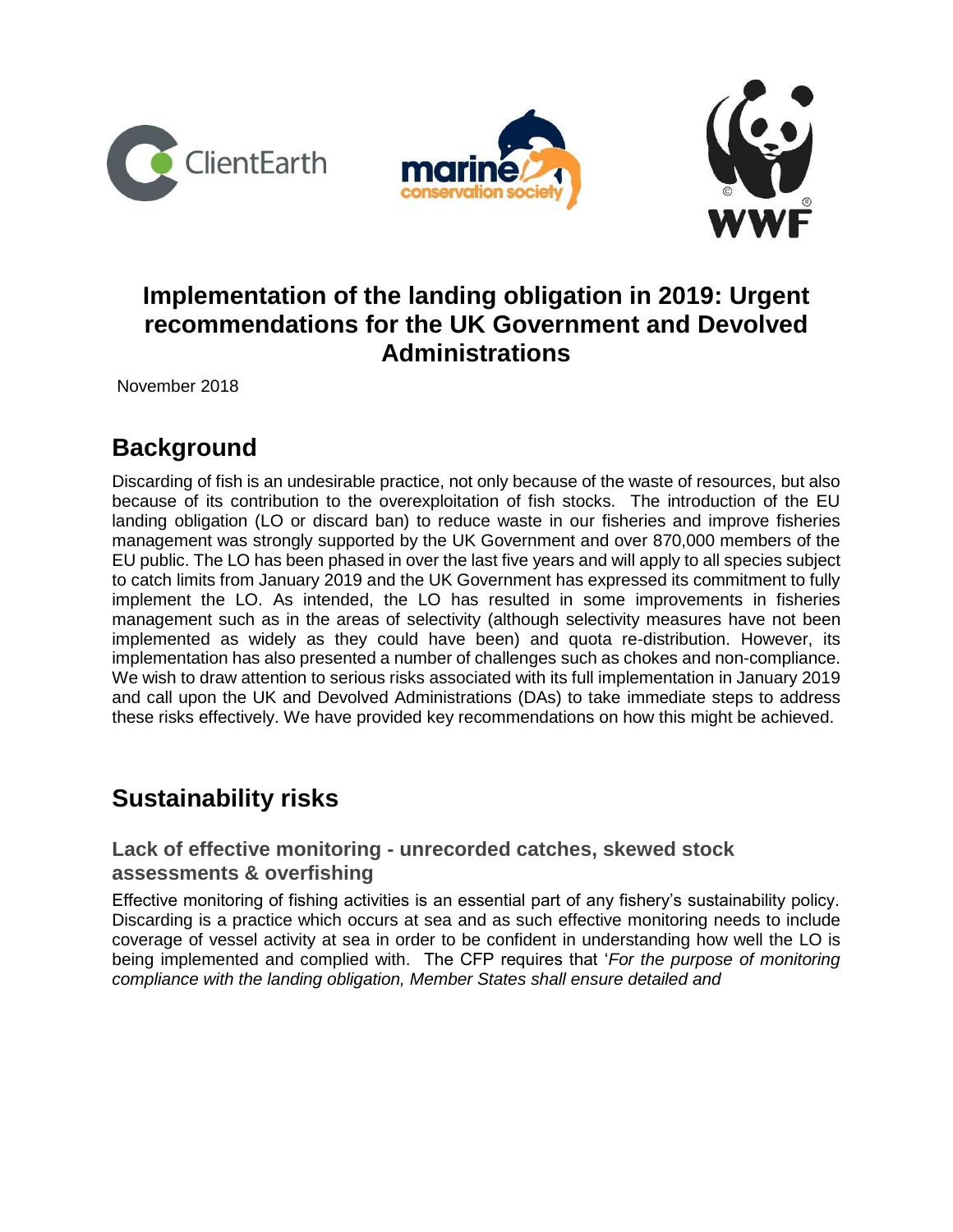# Implementation of the landing obligation in 2019: Urgent recommendations for the UK Government and Devolved Administrations

November 2018

## Background

Discarding of fish is an undesirable practice, not only because of the waste of resources, but also because of its contribution to the overexploitation of fish stocks. The introduction of the EU landing obligation (LO or discard ban) to reduce waste in our fisheries and improve fisheries management was strongly supported by the UK Government and over 870,000 members of the EU public. The LO has been phased in over the last five years and will apply to all species subject to catch limits from January 2019 and the UK Government has expressed its commitment to fully implement the LO. As intended, the LO has resulted in some improvements in fisheries management such as in the areas of selectivity (although selectivity measures have not been implemented as widely as they could have been) and quota re-distribution. However, its implementation has also presented a number of challenges such as chokes and non-compliance. We wish to draw attention to serious risks associated with its full implementation in January 2019 and call upon the UK and Devolved Administrations (DAs) to take immediate steps to address these risks effectively. We have provided key recommendations on how this might be achieved.

## Sustainability risks

### Lack of effective monitoring - unrecorded catches, skewed stock assessments & overfishing

Effective monitoring of fishing activities is an essential part of any fishery's sustainability policy. Discarding is a practice which occurs at sea and as such effective monitoring needs to include coverage of vessel activity at sea in order to be confident in understanding how well the LO is being implemented and complied with. The CFP requires that '*For the purpose of monitoring compliance with the landing obligation, Member States shall ensure detailed and*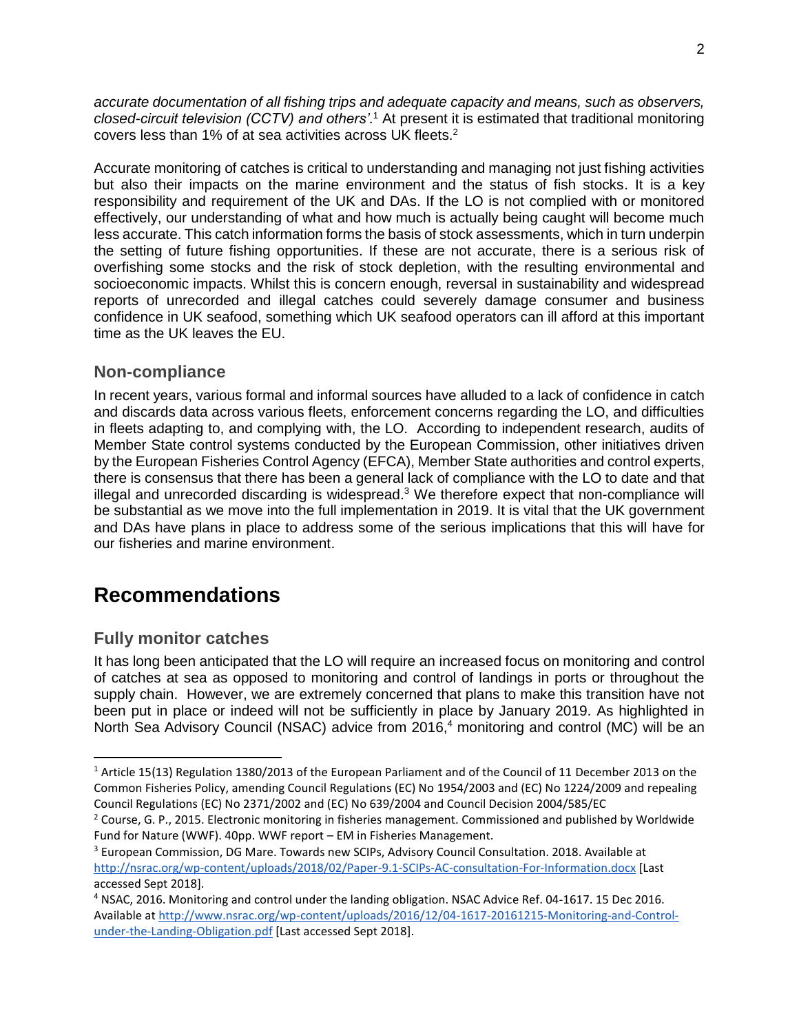*accurate documentation of all fishing trips and adequate capacity and means, such as observers, closed-circuit television (CCTV) and others'*.[1] At present it is estimated that traditional monitoring covers less than 1% of at sea activities across UK fleets.[2]

Accurate monitoring of catches is critical to understanding and managing not just fishing activities but also their impacts on the marine environment and the status of fish stocks. It is a key responsibility and requirement of the UK and DAs. If the LO is not complied with or monitored effectively, our understanding of what and how much is actually being caught will become much less accurate. This catch information forms the basis of stock assessments, which in turn underpin the setting of future fishing opportunities. If these are not accurate, there is a serious risk of overfishing some stocks and the risk of stock depletion, with the resulting environmental and socioeconomic impacts. Whilst this is concern enough, reversal in sustainability and widespread reports of unrecorded and illegal catches could severely damage consumer and business confidence in UK seafood, something which UK seafood operators can ill afford at this important time as the UK leaves the EU.

### Non-compliance

In recent years, various formal and informal sources have alluded to a lack of confidence in catch and discards data across various fleets, enforcement concerns regarding the LO, and difficulties in fleets adapting to, and complying with, the LO. According to independent research, audits of Member State control systems conducted by the European Commission, other initiatives driven by the European Fisheries Control Agency (EFCA), Member State authorities and control experts, there is consensus that there has been a general lack of compliance with the LO to date and that illegal and unrecorded discarding is widespread.[3] We therefore expect that non-compliance will be substantial as we move into the full implementation in 2019. It is vital that the UK government and DAs have plans in place to address some of the serious implications that this will have for our fisheries and marine environment.

## Recommendations

### Fully monitor catches

It has long been anticipated that the LO will require an increased focus on monitoring and control of catches at sea as opposed to monitoring and control of landings in ports or throughout the supply chain. However, we are extremely concerned that plans to make this transition have not been put in place or indeed will not be sufficiently in place by January 2019. As highlighted in North Sea Advisory Council (NSAC) advice from 2016,[4] monitoring and control (MC) will be an

---

[1] Article 15(13) Regulation 1380/2013 of the European Parliament and of the Council of 11 December 2013 on the Common Fisheries Policy, amending Council Regulations (EC) No 1954/2003 and (EC) No 1224/2009 and repealing Council Regulations (EC) No 2371/2002 and (EC) No 639/2004 and Council Decision 2004/585/EC

[2] Course, G. P., 2015. Electronic monitoring in fisheries management. Commissioned and published by Worldwide Fund for Nature (WWF). 40pp. WWF report – EM in Fisheries Management.

[3] European Commission, DG Mare. Towards new SCIPs, Advisory Council Consultation. 2018. Available at http://nsrac.org/wp-content/uploads/2018/02/Paper-9.1-SCIPs-AC-consultation-For-Information.docx [Last accessed Sept 2018].

[4] NSAC, 2016. Monitoring and control under the landing obligation. NSAC Advice Ref. 04-1617. 15 Dec 2016. Available at http://www.nsrac.org/wp-content/uploads/2016/12/04-1617-20161215-Monitoring-and-Control-under-the-Landing-Obligation.pdf [Last accessed Sept 2018].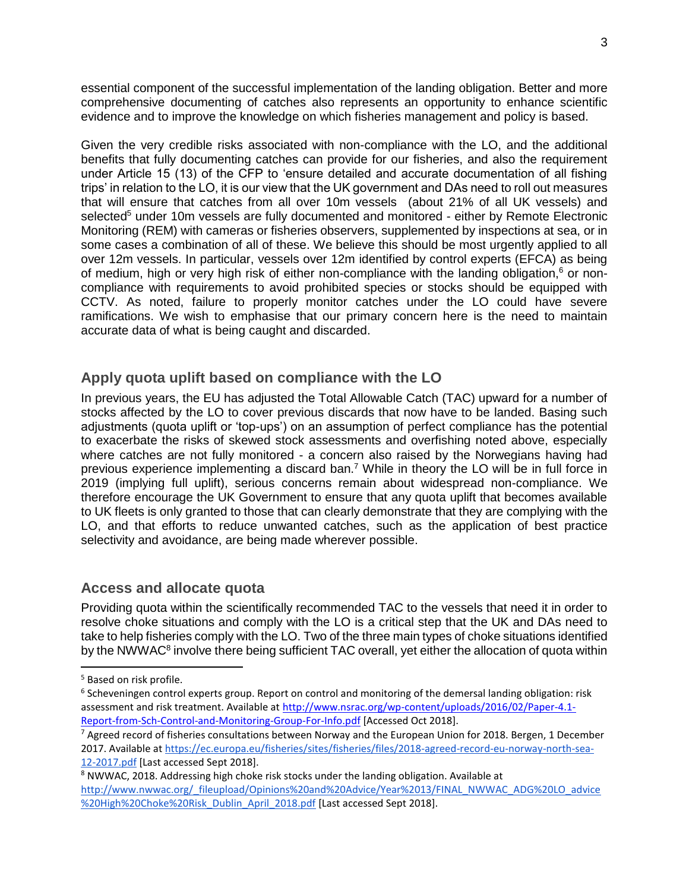essential component of the successful implementation of the landing obligation. Better and more comprehensive documenting of catches also represents an opportunity to enhance scientific evidence and to improve the knowledge on which fisheries management and policy is based.

Given the very credible risks associated with non-compliance with the LO, and the additional benefits that fully documenting catches can provide for our fisheries, and also the requirement under Article 15 (13) of the CFP to 'ensure detailed and accurate documentation of all fishing trips' in relation to the LO, it is our view that the UK government and DAs need to roll out measures that will ensure that catches from all over 10m vessels (about 21% of all UK vessels) and selected[5] under 10m vessels are fully documented and monitored - either by Remote Electronic Monitoring (REM) with cameras or fisheries observers, supplemented by inspections at sea, or in some cases a combination of all of these. We believe this should be most urgently applied to all over 12m vessels. In particular, vessels over 12m identified by control experts (EFCA) as being of medium, high or very high risk of either non-compliance with the landing obligation,[6] or non-compliance with requirements to avoid prohibited species or stocks should be equipped with CCTV. As noted, failure to properly monitor catches under the LO could have severe ramifications. We wish to emphasise that our primary concern here is the need to maintain accurate data of what is being caught and discarded.

## Apply quota uplift based on compliance with the LO

In previous years, the EU has adjusted the Total Allowable Catch (TAC) upward for a number of stocks affected by the LO to cover previous discards that now have to be landed. Basing such adjustments (quota uplift or 'top-ups') on an assumption of perfect compliance has the potential to exacerbate the risks of skewed stock assessments and overfishing noted above, especially where catches are not fully monitored - a concern also raised by the Norwegians having had previous experience implementing a discard ban.[7] While in theory the LO will be in full force in 2019 (implying full uplift), serious concerns remain about widespread non-compliance. We therefore encourage the UK Government to ensure that any quota uplift that becomes available to UK fleets is only granted to those that can clearly demonstrate that they are complying with the LO, and that efforts to reduce unwanted catches, such as the application of best practice selectivity and avoidance, are being made wherever possible.

## Access and allocate quota

Providing quota within the scientifically recommended TAC to the vessels that need it in order to resolve choke situations and comply with the LO is a critical step that the UK and DAs need to take to help fisheries comply with the LO. Two of the three main types of choke situations identified by the NWWAC[8] involve there being sufficient TAC overall, yet either the allocation of quota within

---

[5] Based on risk profile.

[6] Scheveningen control experts group. Report on control and monitoring of the demersal landing obligation: risk assessment and risk treatment. Available at http://www.nsrac.org/wp-content/uploads/2016/02/Paper-4.1-Report-from-Sch-Control-and-Monitoring-Group-For-Info.pdf [Accessed Oct 2018].

[7] Agreed record of fisheries consultations between Norway and the European Union for 2018. Bergen, 1 December 2017. Available at https://ec.europa.eu/fisheries/sites/fisheries/files/2018-agreed-record-eu-norway-north-sea-12-2017.pdf [Last accessed Sept 2018].

[8] NWWAC, 2018. Addressing high choke risk stocks under the landing obligation. Available at http://www.nwwac.org/_fileupload/Opinions%20and%20Advice/Year%2013/FINAL_NWWAC_ADG%20LO_advice%20High%20Choke%20Risk_Dublin_April_2018.pdf [Last accessed Sept 2018].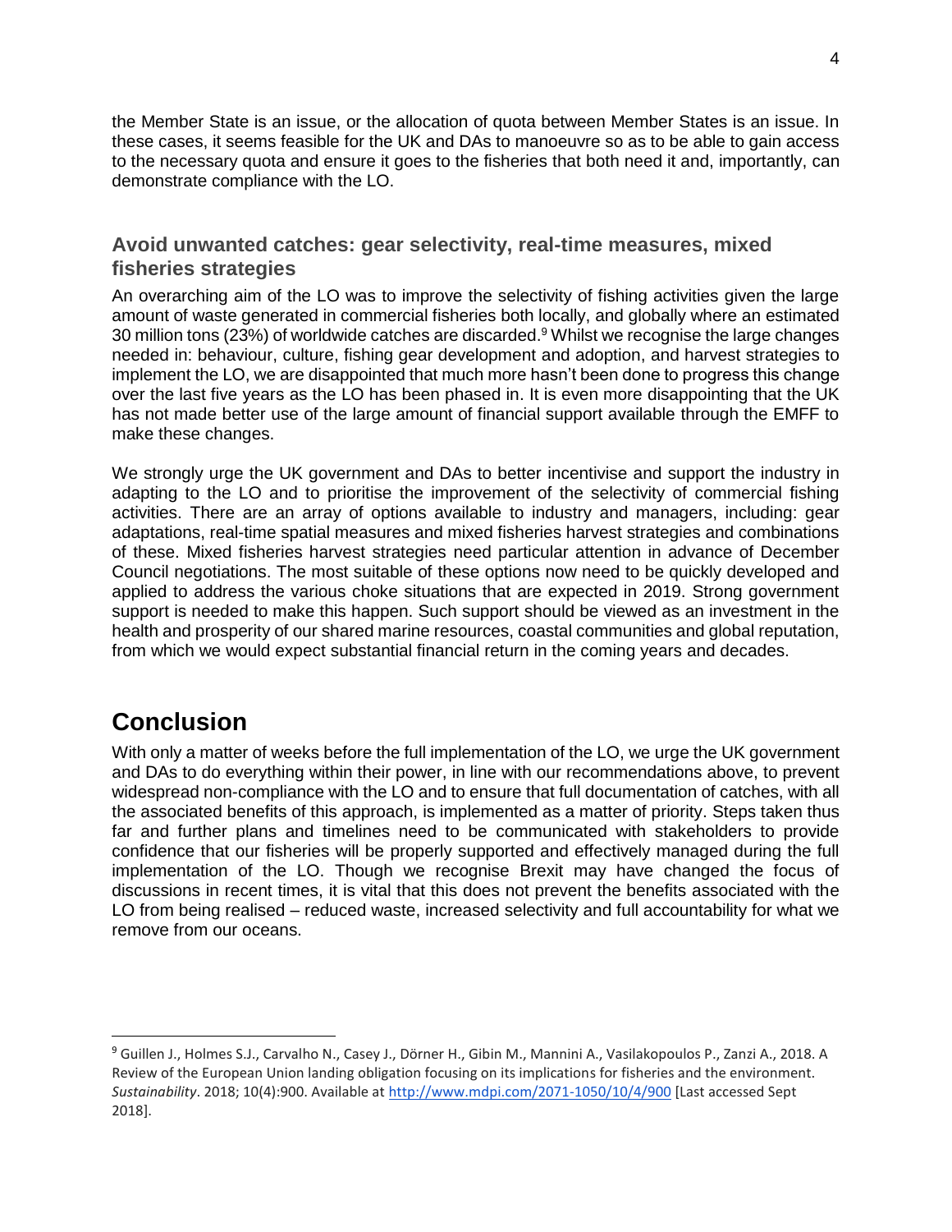the Member State is an issue, or the allocation of quota between Member States is an issue. In these cases, it seems feasible for the UK and DAs to manoeuvre so as to be able to gain access to the necessary quota and ensure it goes to the fisheries that both need it and, importantly, can demonstrate compliance with the LO.

### Avoid unwanted catches: gear selectivity, real-time measures, mixed fisheries strategies

An overarching aim of the LO was to improve the selectivity of fishing activities given the large amount of waste generated in commercial fisheries both locally, and globally where an estimated 30 million tons (23%) of worldwide catches are discarded.[9] Whilst we recognise the large changes needed in: behaviour, culture, fishing gear development and adoption, and harvest strategies to implement the LO, we are disappointed that much more hasn't been done to progress this change over the last five years as the LO has been phased in. It is even more disappointing that the UK has not made better use of the large amount of financial support available through the EMFF to make these changes.

We strongly urge the UK government and DAs to better incentivise and support the industry in adapting to the LO and to prioritise the improvement of the selectivity of commercial fishing activities. There are an array of options available to industry and managers, including: gear adaptations, real-time spatial measures and mixed fisheries harvest strategies and combinations of these. Mixed fisheries harvest strategies need particular attention in advance of December Council negotiations. The most suitable of these options now need to be quickly developed and applied to address the various choke situations that are expected in 2019. Strong government support is needed to make this happen. Such support should be viewed as an investment in the health and prosperity of our shared marine resources, coastal communities and global reputation, from which we would expect substantial financial return in the coming years and decades.

## Conclusion

With only a matter of weeks before the full implementation of the LO, we urge the UK government and DAs to do everything within their power, in line with our recommendations above, to prevent widespread non-compliance with the LO and to ensure that full documentation of catches, with all the associated benefits of this approach, is implemented as a matter of priority. Steps taken thus far and further plans and timelines need to be communicated with stakeholders to provide confidence that our fisheries will be properly supported and effectively managed during the full implementation of the LO. Though we recognise Brexit may have changed the focus of discussions in recent times, it is vital that this does not prevent the benefits associated with the LO from being realised – reduced waste, increased selectivity and full accountability for what we remove from our oceans.

---

[9] Guillen J., Holmes S.J., Carvalho N., Casey J., Dörner H., Gibin M., Mannini A., Vasilakopoulos P., Zanzi A., 2018. A Review of the European Union landing obligation focusing on its implications for fisheries and the environment. *Sustainability*. 2018; 10(4):900. Available at http://www.mdpi.com/2071-1050/10/4/900 [Last accessed Sept 2018].